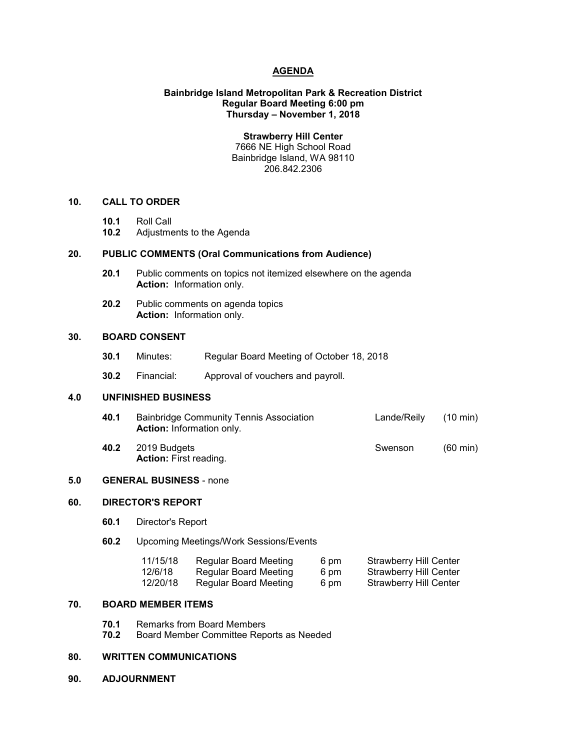# AGENDA

**Bainbridge Island Metropolitan Park & Recreation District**
**Regular Board Meeting 6:00 pm**
**Thursday – November 1, 2018**

**Strawberry Hill Center**
7666 NE High School Road
Bainbridge Island, WA 98110
206.842.2306

## 10. CALL TO ORDER

**10.1** Roll Call
**10.2** Adjustments to the Agenda

## 20. PUBLIC COMMENTS (Oral Communications from Audience)

**20.1** Public comments on topics not itemized elsewhere on the agenda
**Action:** Information only.

**20.2** Public comments on agenda topics
**Action:** Information only.

## 30. BOARD CONSENT

**30.1** Minutes: Regular Board Meeting of October 18, 2018

**30.2** Financial: Approval of vouchers and payroll.

## 4.0 UNFINISHED BUSINESS

**40.1** Bainbridge Community Tennis Association — Lande/Reily (10 min)
**Action:** Information only.

**40.2** 2019 Budgets — Swenson (60 min)
**Action:** First reading.

## 5.0 GENERAL BUSINESS - none

## 60. DIRECTOR'S REPORT

**60.1** Director's Report

**60.2** Upcoming Meetings/Work Sessions/Events

| | | | |
|---|---|---|---|
| 11/15/18 | Regular Board Meeting | 6 pm | Strawberry Hill Center |
| 12/6/18 | Regular Board Meeting | 6 pm | Strawberry Hill Center |
| 12/20/18 | Regular Board Meeting | 6 pm | Strawberry Hill Center |

## 70. BOARD MEMBER ITEMS

**70.1** Remarks from Board Members
**70.2** Board Member Committee Reports as Needed

## 80. WRITTEN COMMUNICATIONS

## 90. ADJOURNMENT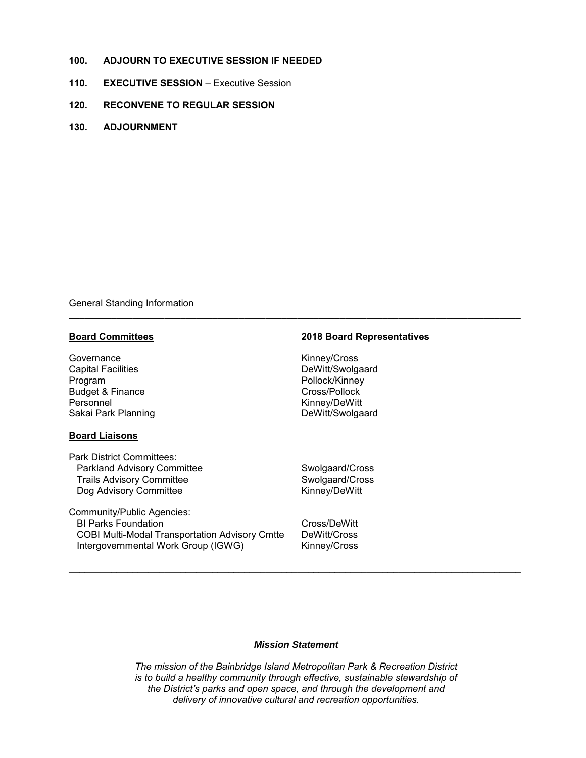**100. ADJOURN TO EXECUTIVE SESSION IF NEEDED**

**110. EXECUTIVE SESSION** – Executive Session

**120. RECONVENE TO REGULAR SESSION**

**130. ADJOURNMENT**

General Standing Information

---

| **Board Committees** | **2018 Board Representatives** |
|---|---|
| Governance | Kinney/Cross |
| Capital Facilities | DeWitt/Swolgaard |
| Program | Pollock/Kinney |
| Budget & Finance | Cross/Pollock |
| Personnel | Kinney/DeWitt |
| Sakai Park Planning | DeWitt/Swolgaard |

**Board Liaisons**

| | |
|---|---|
| Park District Committees: | |
| Parkland Advisory Committee | Swolgaard/Cross |
| Trails Advisory Committee | Swolgaard/Cross |
| Dog Advisory Committee | Kinney/DeWitt |
| Community/Public Agencies: | |
| BI Parks Foundation | Cross/DeWitt |
| COBI Multi-Modal Transportation Advisory Cmtte | DeWitt/Cross |
| Intergovernmental Work Group (IGWG) | Kinney/Cross |

---

***Mission Statement***

*The mission of the Bainbridge Island Metropolitan Park & Recreation District is to build a healthy community through effective, sustainable stewardship of the District's parks and open space, and through the development and delivery of innovative cultural and recreation opportunities.*